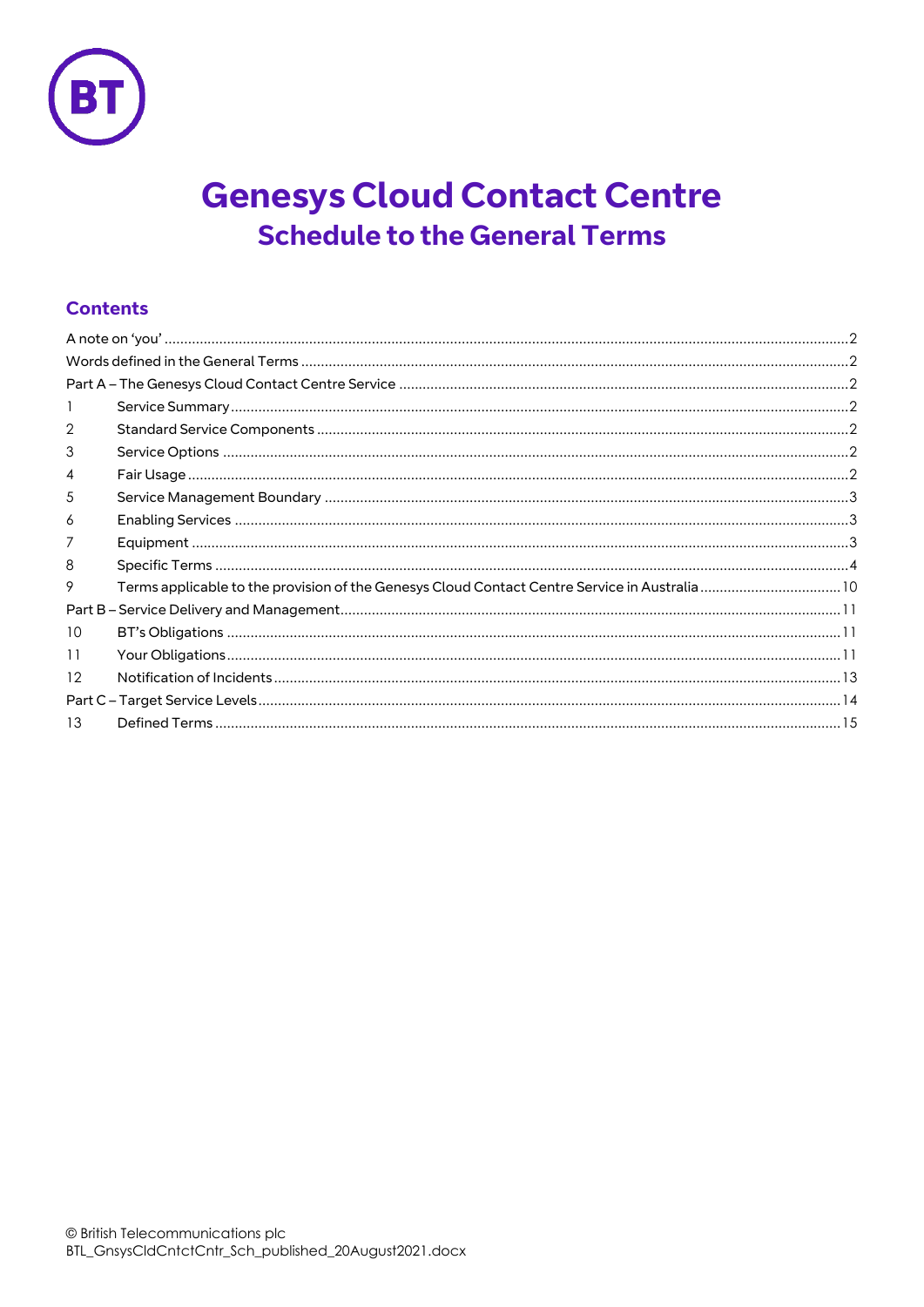# Genesys Cloud Contact Centre

## Schedule to the General Terms

## Contents

A note on 'you' ..... 2
Words defined in the General Terms ..... 2
Part A – The Genesys Cloud Contact Centre Service ..... 2
1 Service Summary ..... 2
2 Standard Service Components ..... 2
3 Service Options ..... 2
4 Fair Usage ..... 2
5 Service Management Boundary ..... 3
6 Enabling Services ..... 3
7 Equipment ..... 3
8 Specific Terms ..... 4
9 Terms applicable to the provision of the Genesys Cloud Contact Centre Service in Australia ..... 10
Part B – Service Delivery and Management ..... 11
10 BT's Obligations ..... 11
11 Your Obligations ..... 11
12 Notification of Incidents ..... 13
Part C – Target Service Levels ..... 14
13 Defined Terms ..... 15

© British Telecommunications plc
BTL_GnsysCldCntctCntr_Sch_published_20August2021.docx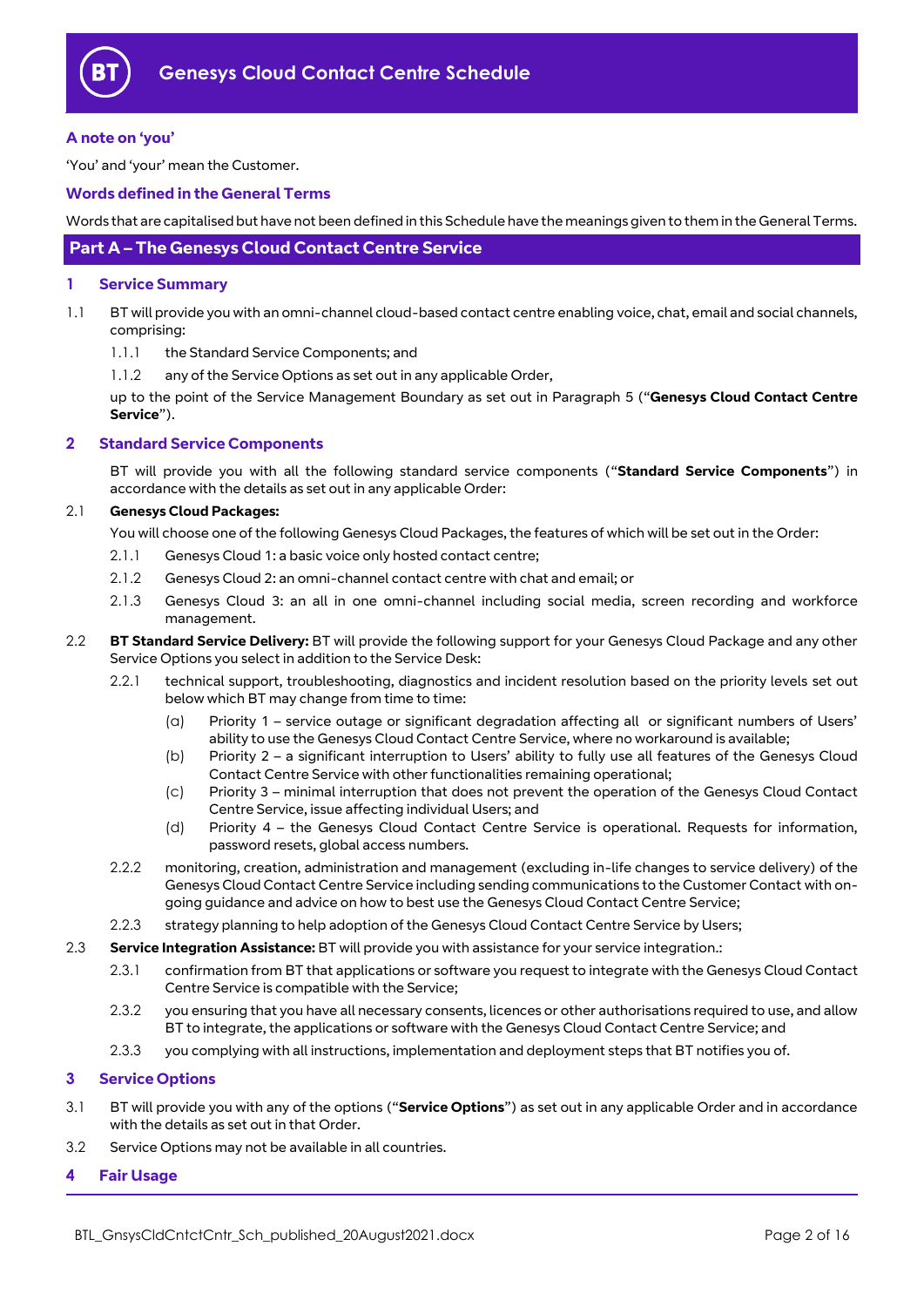# Genesys Cloud Contact Centre Schedule

### A note on 'you'

'You' and 'your' mean the Customer.

### Words defined in the General Terms

Words that are capitalised but have not been defined in this Schedule have the meanings given to them in the General Terms.

## Part A – The Genesys Cloud Contact Centre Service

### 1 Service Summary

1.1 BT will provide you with an omni-channel cloud-based contact centre enabling voice, chat, email and social channels, comprising:

1.1.1 the Standard Service Components; and

1.1.2 any of the Service Options as set out in any applicable Order,

up to the point of the Service Management Boundary as set out in Paragraph 5 ("**Genesys Cloud Contact Centre Service**").

### 2 Standard Service Components

BT will provide you with all the following standard service components ("**Standard Service Components**") in accordance with the details as set out in any applicable Order:

2.1 **Genesys Cloud Packages:**

You will choose one of the following Genesys Cloud Packages, the features of which will be set out in the Order:

2.1.1 Genesys Cloud 1: a basic voice only hosted contact centre;

2.1.2 Genesys Cloud 2: an omni-channel contact centre with chat and email; or

2.1.3 Genesys Cloud 3: an all in one omni-channel including social media, screen recording and workforce management.

2.2 **BT Standard Service Delivery:** BT will provide the following support for your Genesys Cloud Package and any other Service Options you select in addition to the Service Desk:

2.2.1 technical support, troubleshooting, diagnostics and incident resolution based on the priority levels set out below which BT may change from time to time:

(a) Priority 1 – service outage or significant degradation affecting all or significant numbers of Users' ability to use the Genesys Cloud Contact Centre Service, where no workaround is available;

(b) Priority 2 – a significant interruption to Users' ability to fully use all features of the Genesys Cloud Contact Centre Service with other functionalities remaining operational;

(c) Priority 3 – minimal interruption that does not prevent the operation of the Genesys Cloud Contact Centre Service, issue affecting individual Users; and

(d) Priority 4 – the Genesys Cloud Contact Centre Service is operational. Requests for information, password resets, global access numbers.

2.2.2 monitoring, creation, administration and management (excluding in-life changes to service delivery) of the Genesys Cloud Contact Centre Service including sending communications to the Customer Contact with on-going guidance and advice on how to best use the Genesys Cloud Contact Centre Service;

2.2.3 strategy planning to help adoption of the Genesys Cloud Contact Centre Service by Users;

2.3 **Service Integration Assistance:** BT will provide you with assistance for your service integration.:

2.3.1 confirmation from BT that applications or software you request to integrate with the Genesys Cloud Contact Centre Service is compatible with the Service;

2.3.2 you ensuring that you have all necessary consents, licences or other authorisations required to use, and allow BT to integrate, the applications or software with the Genesys Cloud Contact Centre Service; and

2.3.3 you complying with all instructions, implementation and deployment steps that BT notifies you of.

### 3 Service Options

3.1 BT will provide you with any of the options ("**Service Options**") as set out in any applicable Order and in accordance with the details as set out in that Order.

3.2 Service Options may not be available in all countries.

### 4 Fair Usage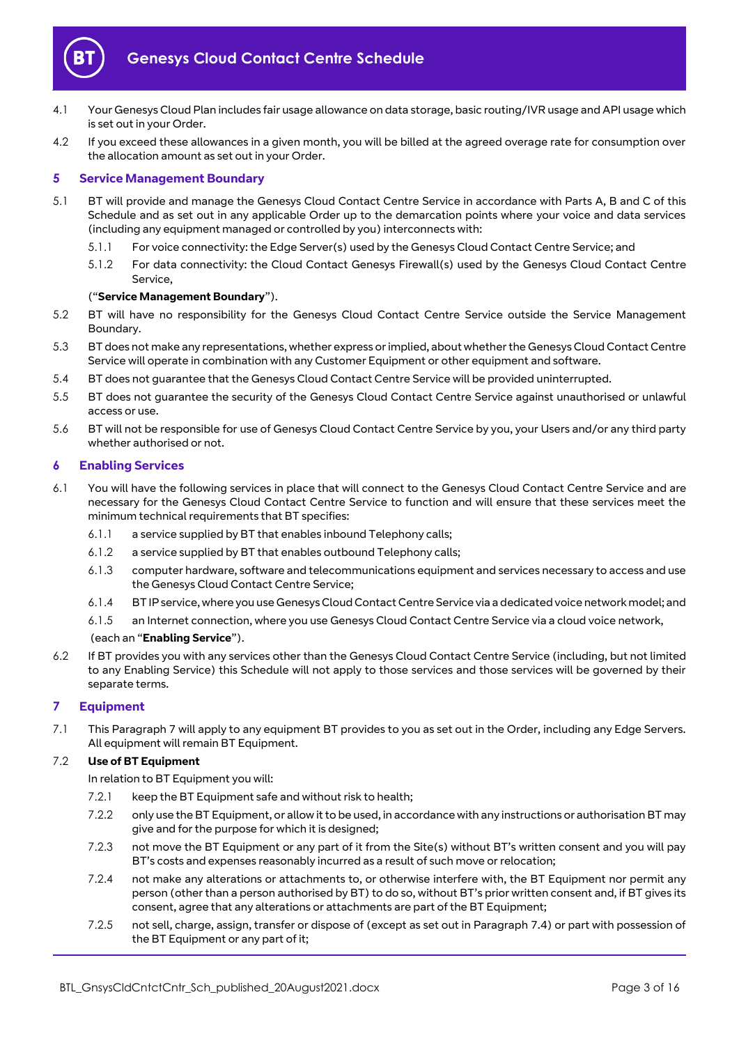4.1 Your Genesys Cloud Plan includes fair usage allowance on data storage, basic routing/IVR usage and API usage which is set out in your Order.

4.2 If you exceed these allowances in a given month, you will be billed at the agreed overage rate for consumption over the allocation amount as set out in your Order.

## 5 Service Management Boundary

5.1 BT will provide and manage the Genesys Cloud Contact Centre Service in accordance with Parts A, B and C of this Schedule and as set out in any applicable Order up to the demarcation points where your voice and data services (including any equipment managed or controlled by you) interconnects with:

5.1.1 For voice connectivity: the Edge Server(s) used by the Genesys Cloud Contact Centre Service; and

5.1.2 For data connectivity: the Cloud Contact Genesys Firewall(s) used by the Genesys Cloud Contact Centre Service,

("**Service Management Boundary**").

5.2 BT will have no responsibility for the Genesys Cloud Contact Centre Service outside the Service Management Boundary.

5.3 BT does not make any representations, whether express or implied, about whether the Genesys Cloud Contact Centre Service will operate in combination with any Customer Equipment or other equipment and software.

5.4 BT does not guarantee that the Genesys Cloud Contact Centre Service will be provided uninterrupted.

5.5 BT does not guarantee the security of the Genesys Cloud Contact Centre Service against unauthorised or unlawful access or use.

5.6 BT will not be responsible for use of Genesys Cloud Contact Centre Service by you, your Users and/or any third party whether authorised or not.

## 6 Enabling Services

6.1 You will have the following services in place that will connect to the Genesys Cloud Contact Centre Service and are necessary for the Genesys Cloud Contact Centre Service to function and will ensure that these services meet the minimum technical requirements that BT specifies:

6.1.1 a service supplied by BT that enables inbound Telephony calls;

6.1.2 a service supplied by BT that enables outbound Telephony calls;

6.1.3 computer hardware, software and telecommunications equipment and services necessary to access and use the Genesys Cloud Contact Centre Service;

6.1.4 BT IP service, where you use Genesys Cloud Contact Centre Service via a dedicated voice network model; and

6.1.5 an Internet connection, where you use Genesys Cloud Contact Centre Service via a cloud voice network,

(each an "**Enabling Service**").

6.2 If BT provides you with any services other than the Genesys Cloud Contact Centre Service (including, but not limited to any Enabling Service) this Schedule will not apply to those services and those services will be governed by their separate terms.

## 7 Equipment

7.1 This Paragraph 7 will apply to any equipment BT provides to you as set out in the Order, including any Edge Servers. All equipment will remain BT Equipment.

7.2 **Use of BT Equipment**

In relation to BT Equipment you will:

7.2.1 keep the BT Equipment safe and without risk to health;

7.2.2 only use the BT Equipment, or allow it to be used, in accordance with any instructions or authorisation BT may give and for the purpose for which it is designed;

7.2.3 not move the BT Equipment or any part of it from the Site(s) without BT's written consent and you will pay BT's costs and expenses reasonably incurred as a result of such move or relocation;

7.2.4 not make any alterations or attachments to, or otherwise interfere with, the BT Equipment nor permit any person (other than a person authorised by BT) to do so, without BT's prior written consent and, if BT gives its consent, agree that any alterations or attachments are part of the BT Equipment;

7.2.5 not sell, charge, assign, transfer or dispose of (except as set out in Paragraph 7.4) or part with possession of the BT Equipment or any part of it;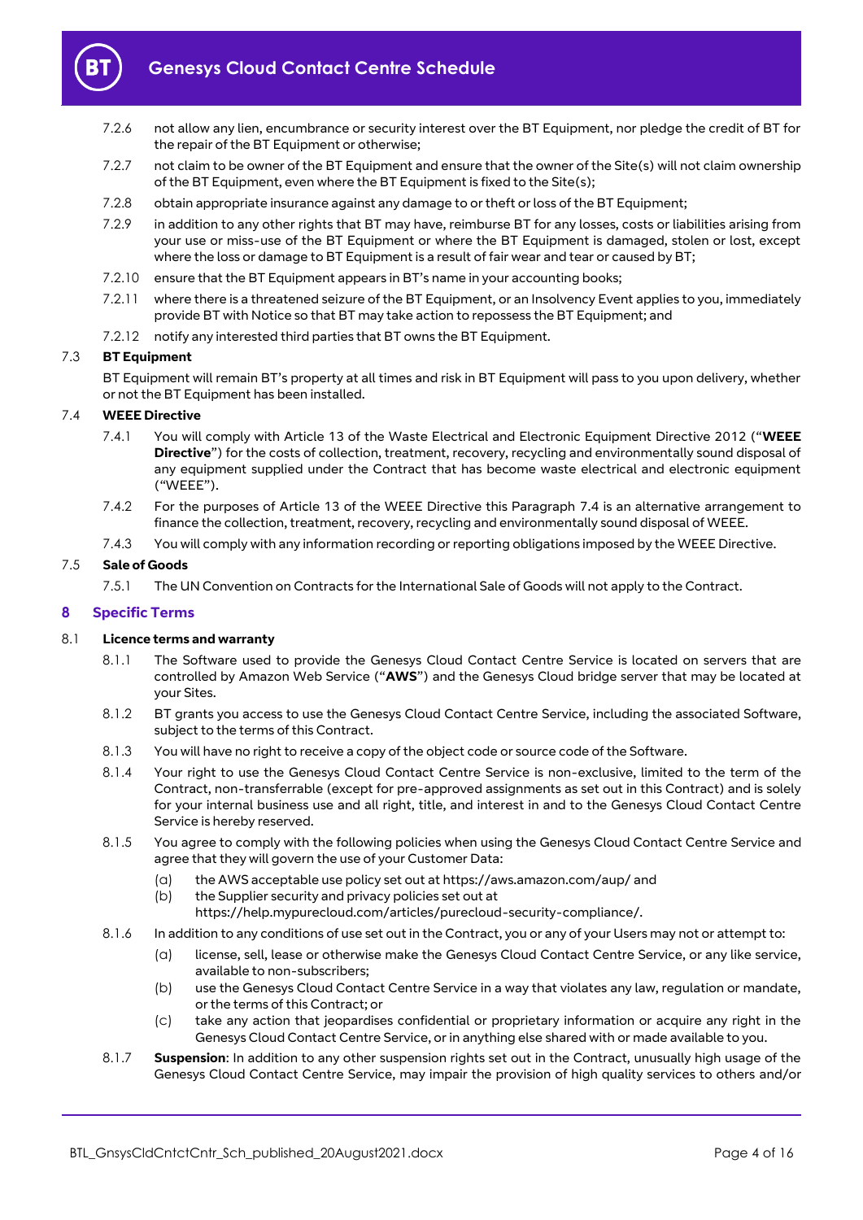7.2.6 not allow any lien, encumbrance or security interest over the BT Equipment, nor pledge the credit of BT for the repair of the BT Equipment or otherwise;

7.2.7 not claim to be owner of the BT Equipment and ensure that the owner of the Site(s) will not claim ownership of the BT Equipment, even where the BT Equipment is fixed to the Site(s);

7.2.8 obtain appropriate insurance against any damage to or theft or loss of the BT Equipment;

7.2.9 in addition to any other rights that BT may have, reimburse BT for any losses, costs or liabilities arising from your use or miss-use of the BT Equipment or where the BT Equipment is damaged, stolen or lost, except where the loss or damage to BT Equipment is a result of fair wear and tear or caused by BT;

7.2.10 ensure that the BT Equipment appears in BT's name in your accounting books;

7.2.11 where there is a threatened seizure of the BT Equipment, or an Insolvency Event applies to you, immediately provide BT with Notice so that BT may take action to repossess the BT Equipment; and

7.2.12 notify any interested third parties that BT owns the BT Equipment.

7.3 **BT Equipment**

BT Equipment will remain BT's property at all times and risk in BT Equipment will pass to you upon delivery, whether or not the BT Equipment has been installed.

7.4 **WEEE Directive**

7.4.1 You will comply with Article 13 of the Waste Electrical and Electronic Equipment Directive 2012 ("**WEEE Directive**") for the costs of collection, treatment, recovery, recycling and environmentally sound disposal of any equipment supplied under the Contract that has become waste electrical and electronic equipment ("WEEE").

7.4.2 For the purposes of Article 13 of the WEEE Directive this Paragraph 7.4 is an alternative arrangement to finance the collection, treatment, recovery, recycling and environmentally sound disposal of WEEE.

7.4.3 You will comply with any information recording or reporting obligations imposed by the WEEE Directive.

7.5 **Sale of Goods**

7.5.1 The UN Convention on Contracts for the International Sale of Goods will not apply to the Contract.

## 8 Specific Terms

8.1 **Licence terms and warranty**

8.1.1 The Software used to provide the Genesys Cloud Contact Centre Service is located on servers that are controlled by Amazon Web Service ("**AWS**") and the Genesys Cloud bridge server that may be located at your Sites.

8.1.2 BT grants you access to use the Genesys Cloud Contact Centre Service, including the associated Software, subject to the terms of this Contract.

8.1.3 You will have no right to receive a copy of the object code or source code of the Software.

8.1.4 Your right to use the Genesys Cloud Contact Centre Service is non-exclusive, limited to the term of the Contract, non-transferrable (except for pre-approved assignments as set out in this Contract) and is solely for your internal business use and all right, title, and interest in and to the Genesys Cloud Contact Centre Service is hereby reserved.

8.1.5 You agree to comply with the following policies when using the Genesys Cloud Contact Centre Service and agree that they will govern the use of your Customer Data:

(a) the AWS acceptable use policy set out at https://aws.amazon.com/aup/ and
(b) the Supplier security and privacy policies set out at https://help.mypurecloud.com/articles/purecloud-security-compliance/.

8.1.6 In addition to any conditions of use set out in the Contract, you or any of your Users may not or attempt to:

(a) license, sell, lease or otherwise make the Genesys Cloud Contact Centre Service, or any like service, available to non-subscribers;
(b) use the Genesys Cloud Contact Centre Service in a way that violates any law, regulation or mandate, or the terms of this Contract; or
(c) take any action that jeopardises confidential or proprietary information or acquire any right in the Genesys Cloud Contact Centre Service, or in anything else shared with or made available to you.

8.1.7 **Suspension**: In addition to any other suspension rights set out in the Contract, unusually high usage of the Genesys Cloud Contact Centre Service, may impair the provision of high quality services to others and/or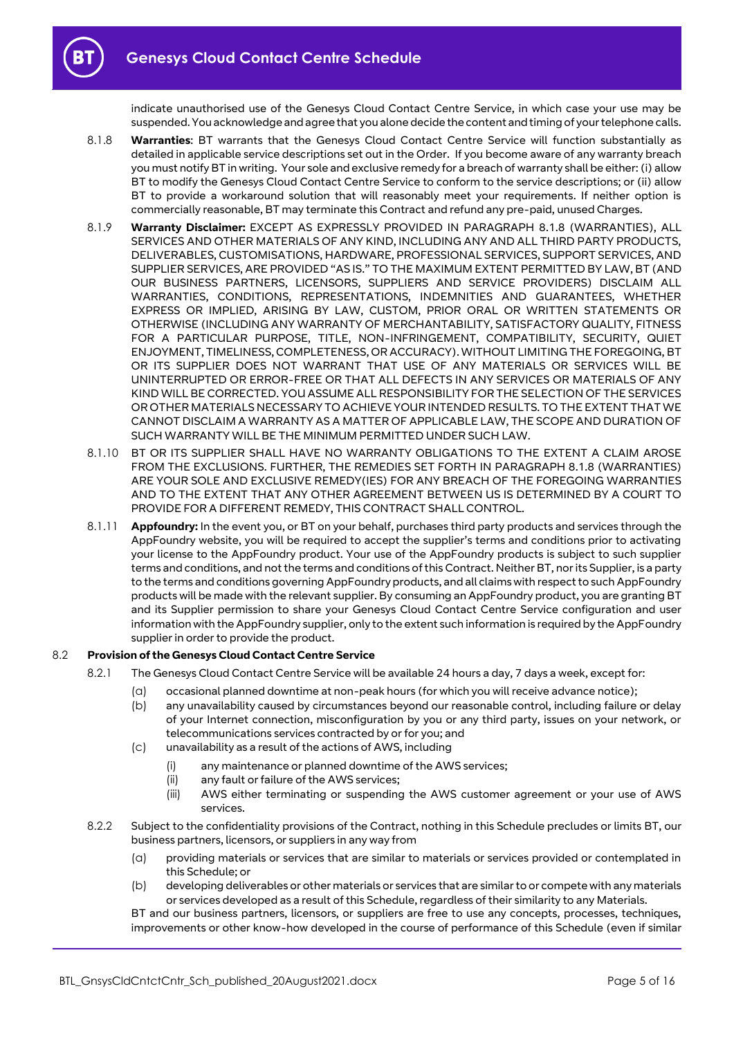indicate unauthorised use of the Genesys Cloud Contact Centre Service, in which case your use may be suspended. You acknowledge and agree that you alone decide the content and timing of your telephone calls.

8.1.8 **Warranties**: BT warrants that the Genesys Cloud Contact Centre Service will function substantially as detailed in applicable service descriptions set out in the Order. If you become aware of any warranty breach you must notify BT in writing. Your sole and exclusive remedy for a breach of warranty shall be either: (i) allow BT to modify the Genesys Cloud Contact Centre Service to conform to the service descriptions; or (ii) allow BT to provide a workaround solution that will reasonably meet your requirements. If neither option is commercially reasonable, BT may terminate this Contract and refund any pre-paid, unused Charges.

8.1.9 **Warranty Disclaimer:** EXCEPT AS EXPRESSLY PROVIDED IN PARAGRAPH 8.1.8 (WARRANTIES), ALL SERVICES AND OTHER MATERIALS OF ANY KIND, INCLUDING ANY AND ALL THIRD PARTY PRODUCTS, DELIVERABLES, CUSTOMISATIONS, HARDWARE, PROFESSIONAL SERVICES, SUPPORT SERVICES, AND SUPPLIER SERVICES, ARE PROVIDED "AS IS." TO THE MAXIMUM EXTENT PERMITTED BY LAW, BT (AND OUR BUSINESS PARTNERS, LICENSORS, SUPPLIERS AND SERVICE PROVIDERS) DISCLAIM ALL WARRANTIES, CONDITIONS, REPRESENTATIONS, INDEMNITIES AND GUARANTEES, WHETHER EXPRESS OR IMPLIED, ARISING BY LAW, CUSTOM, PRIOR ORAL OR WRITTEN STATEMENTS OR OTHERWISE (INCLUDING ANY WARRANTY OF MERCHANTABILITY, SATISFACTORY QUALITY, FITNESS FOR A PARTICULAR PURPOSE, TITLE, NON-INFRINGEMENT, COMPATIBILITY, SECURITY, QUIET ENJOYMENT, TIMELINESS, COMPLETENESS, OR ACCURACY). WITHOUT LIMITING THE FOREGOING, BT OR ITS SUPPLIER DOES NOT WARRANT THAT USE OF ANY MATERIALS OR SERVICES WILL BE UNINTERRUPTED OR ERROR-FREE OR THAT ALL DEFECTS IN ANY SERVICES OR MATERIALS OF ANY KIND WILL BE CORRECTED. YOU ASSUME ALL RESPONSIBILITY FOR THE SELECTION OF THE SERVICES OR OTHER MATERIALS NECESSARY TO ACHIEVE YOUR INTENDED RESULTS. TO THE EXTENT THAT WE CANNOT DISCLAIM A WARRANTY AS A MATTER OF APPLICABLE LAW, THE SCOPE AND DURATION OF SUCH WARRANTY WILL BE THE MINIMUM PERMITTED UNDER SUCH LAW.

8.1.10 BT OR ITS SUPPLIER SHALL HAVE NO WARRANTY OBLIGATIONS TO THE EXTENT A CLAIM AROSE FROM THE EXCLUSIONS. FURTHER, THE REMEDIES SET FORTH IN PARAGRAPH 8.1.8 (WARRANTIES) ARE YOUR SOLE AND EXCLUSIVE REMEDY(IES) FOR ANY BREACH OF THE FOREGOING WARRANTIES AND TO THE EXTENT THAT ANY OTHER AGREEMENT BETWEEN US IS DETERMINED BY A COURT TO PROVIDE FOR A DIFFERENT REMEDY, THIS CONTRACT SHALL CONTROL.

8.1.11 **Appfoundry:** In the event you, or BT on your behalf, purchases third party products and services through the AppFoundry website, you will be required to accept the supplier's terms and conditions prior to activating your license to the AppFoundry product. Your use of the AppFoundry products is subject to such supplier terms and conditions, and not the terms and conditions of this Contract. Neither BT, nor its Supplier, is a party to the terms and conditions governing AppFoundry products, and all claims with respect to such AppFoundry products will be made with the relevant supplier. By consuming an AppFoundry product, you are granting BT and its Supplier permission to share your Genesys Cloud Contact Centre Service configuration and user information with the AppFoundry supplier, only to the extent such information is required by the AppFoundry supplier in order to provide the product.

8.2 **Provision of the Genesys Cloud Contact Centre Service**

8.2.1 The Genesys Cloud Contact Centre Service will be available 24 hours a day, 7 days a week, except for:

(a) occasional planned downtime at non-peak hours (for which you will receive advance notice);

(b) any unavailability caused by circumstances beyond our reasonable control, including failure or delay of your Internet connection, misconfiguration by you or any third party, issues on your network, or telecommunications services contracted by or for you; and

(c) unavailability as a result of the actions of AWS, including

(i) any maintenance or planned downtime of the AWS services;

(ii) any fault or failure of the AWS services;

(iii) AWS either terminating or suspending the AWS customer agreement or your use of AWS services.

8.2.2 Subject to the confidentiality provisions of the Contract, nothing in this Schedule precludes or limits BT, our business partners, licensors, or suppliers in any way from

(a) providing materials or services that are similar to materials or services provided or contemplated in this Schedule; or

(b) developing deliverables or other materials or services that are similar to or compete with any materials or services developed as a result of this Schedule, regardless of their similarity to any Materials.

BT and our business partners, licensors, or suppliers are free to use any concepts, processes, techniques, improvements or other know-how developed in the course of performance of this Schedule (even if similar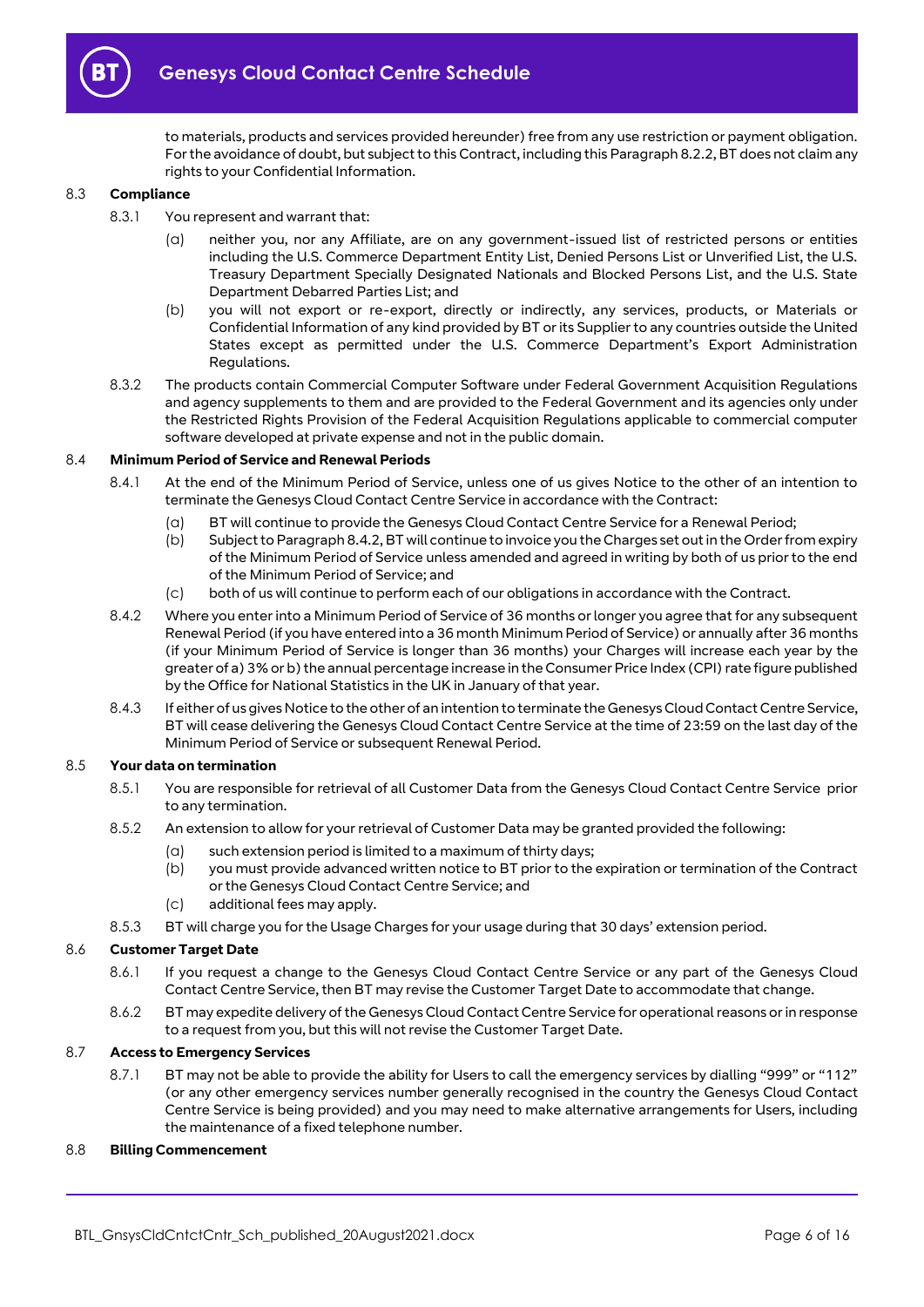to materials, products and services provided hereunder) free from any use restriction or payment obligation. For the avoidance of doubt, but subject to this Contract, including this Paragraph 8.2.2, BT does not claim any rights to your Confidential Information.

8.3 **Compliance**

8.3.1 You represent and warrant that:

(a) neither you, nor any Affiliate, are on any government-issued list of restricted persons or entities including the U.S. Commerce Department Entity List, Denied Persons List or Unverified List, the U.S. Treasury Department Specially Designated Nationals and Blocked Persons List, and the U.S. State Department Debarred Parties List; and

(b) you will not export or re-export, directly or indirectly, any services, products, or Materials or Confidential Information of any kind provided by BT or its Supplier to any countries outside the United States except as permitted under the U.S. Commerce Department's Export Administration Regulations.

8.3.2 The products contain Commercial Computer Software under Federal Government Acquisition Regulations and agency supplements to them and are provided to the Federal Government and its agencies only under the Restricted Rights Provision of the Federal Acquisition Regulations applicable to commercial computer software developed at private expense and not in the public domain.

8.4 **Minimum Period of Service and Renewal Periods**

8.4.1 At the end of the Minimum Period of Service, unless one of us gives Notice to the other of an intention to terminate the Genesys Cloud Contact Centre Service in accordance with the Contract:

(a) BT will continue to provide the Genesys Cloud Contact Centre Service for a Renewal Period;

(b) Subject to Paragraph 8.4.2, BT will continue to invoice you the Charges set out in the Order from expiry of the Minimum Period of Service unless amended and agreed in writing by both of us prior to the end of the Minimum Period of Service; and

(c) both of us will continue to perform each of our obligations in accordance with the Contract.

8.4.2 Where you enter into a Minimum Period of Service of 36 months or longer you agree that for any subsequent Renewal Period (if you have entered into a 36 month Minimum Period of Service) or annually after 36 months (if your Minimum Period of Service is longer than 36 months) your Charges will increase each year by the greater of a) 3% or b) the annual percentage increase in the Consumer Price Index (CPI) rate figure published by the Office for National Statistics in the UK in January of that year.

8.4.3 If either of us gives Notice to the other of an intention to terminate the Genesys Cloud Contact Centre Service, BT will cease delivering the Genesys Cloud Contact Centre Service at the time of 23:59 on the last day of the Minimum Period of Service or subsequent Renewal Period.

8.5 **Your data on termination**

8.5.1 You are responsible for retrieval of all Customer Data from the Genesys Cloud Contact Centre Service prior to any termination.

8.5.2 An extension to allow for your retrieval of Customer Data may be granted provided the following:

(a) such extension period is limited to a maximum of thirty days;

(b) you must provide advanced written notice to BT prior to the expiration or termination of the Contract or the Genesys Cloud Contact Centre Service; and

(c) additional fees may apply.

8.5.3 BT will charge you for the Usage Charges for your usage during that 30 days' extension period.

8.6 **Customer Target Date**

8.6.1 If you request a change to the Genesys Cloud Contact Centre Service or any part of the Genesys Cloud Contact Centre Service, then BT may revise the Customer Target Date to accommodate that change.

8.6.2 BT may expedite delivery of the Genesys Cloud Contact Centre Service for operational reasons or in response to a request from you, but this will not revise the Customer Target Date.

8.7 **Access to Emergency Services**

8.7.1 BT may not be able to provide the ability for Users to call the emergency services by dialling "999" or "112" (or any other emergency services number generally recognised in the country the Genesys Cloud Contact Centre Service is being provided) and you may need to make alternative arrangements for Users, including the maintenance of a fixed telephone number.

8.8 **Billing Commencement**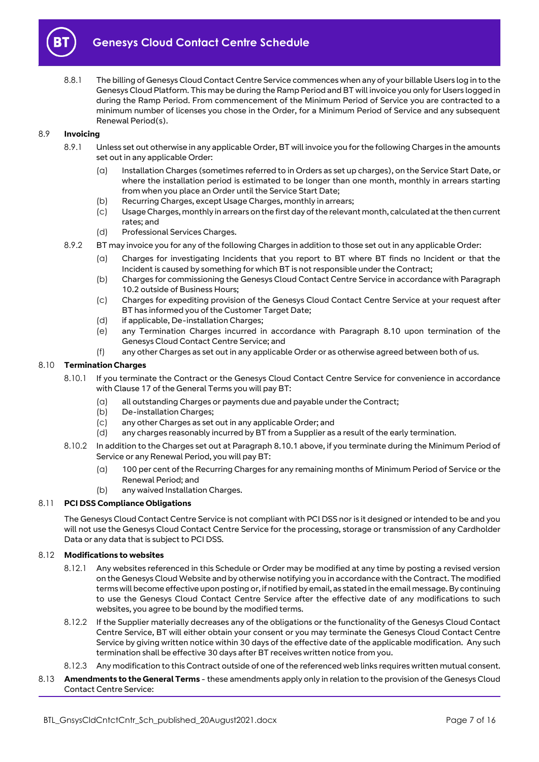8.8.1 The billing of Genesys Cloud Contact Centre Service commences when any of your billable Users log in to the Genesys Cloud Platform. This may be during the Ramp Period and BT will invoice you only for Users logged in during the Ramp Period. From commencement of the Minimum Period of Service you are contracted to a minimum number of licenses you chose in the Order, for a Minimum Period of Service and any subsequent Renewal Period(s).

8.9 **Invoicing**

8.9.1 Unless set out otherwise in any applicable Order, BT will invoice you for the following Charges in the amounts set out in any applicable Order:

(a) Installation Charges (sometimes referred to in Orders as set up charges), on the Service Start Date, or where the installation period is estimated to be longer than one month, monthly in arrears starting from when you place an Order until the Service Start Date;

(b) Recurring Charges, except Usage Charges, monthly in arrears;

(c) Usage Charges, monthly in arrears on the first day of the relevant month, calculated at the then current rates; and

(d) Professional Services Charges.

8.9.2 BT may invoice you for any of the following Charges in addition to those set out in any applicable Order:

(a) Charges for investigating Incidents that you report to BT where BT finds no Incident or that the Incident is caused by something for which BT is not responsible under the Contract;

(b) Charges for commissioning the Genesys Cloud Contact Centre Service in accordance with Paragraph 10.2 outside of Business Hours;

(c) Charges for expediting provision of the Genesys Cloud Contact Centre Service at your request after BT has informed you of the Customer Target Date;

(d) if applicable, De-installation Charges;

(e) any Termination Charges incurred in accordance with Paragraph 8.10 upon termination of the Genesys Cloud Contact Centre Service; and

(f) any other Charges as set out in any applicable Order or as otherwise agreed between both of us.

8.10 **Termination Charges**

8.10.1 If you terminate the Contract or the Genesys Cloud Contact Centre Service for convenience in accordance with Clause 17 of the General Terms you will pay BT:

(a) all outstanding Charges or payments due and payable under the Contract;

(b) De-installation Charges;

(c) any other Charges as set out in any applicable Order; and

(d) any charges reasonably incurred by BT from a Supplier as a result of the early termination.

8.10.2 In addition to the Charges set out at Paragraph 8.10.1 above, if you terminate during the Minimum Period of Service or any Renewal Period, you will pay BT:

(a) 100 per cent of the Recurring Charges for any remaining months of Minimum Period of Service or the Renewal Period; and

(b) any waived Installation Charges.

8.11 **PCI DSS Compliance Obligations**

The Genesys Cloud Contact Centre Service is not compliant with PCI DSS nor is it designed or intended to be and you will not use the Genesys Cloud Contact Centre Service for the processing, storage or transmission of any Cardholder Data or any data that is subject to PCI DSS.

8.12 **Modifications to websites**

8.12.1 Any websites referenced in this Schedule or Order may be modified at any time by posting a revised version on the Genesys Cloud Website and by otherwise notifying you in accordance with the Contract. The modified terms will become effective upon posting or, if notified by email, as stated in the email message. By continuing to use the Genesys Cloud Contact Centre Service after the effective date of any modifications to such websites, you agree to be bound by the modified terms.

8.12.2 If the Supplier materially decreases any of the obligations or the functionality of the Genesys Cloud Contact Centre Service, BT will either obtain your consent or you may terminate the Genesys Cloud Contact Centre Service by giving written notice within 30 days of the effective date of the applicable modification. Any such termination shall be effective 30 days after BT receives written notice from you.

8.12.3 Any modification to this Contract outside of one of the referenced web links requires written mutual consent.

8.13 **Amendments to the General Terms** - these amendments apply only in relation to the provision of the Genesys Cloud Contact Centre Service: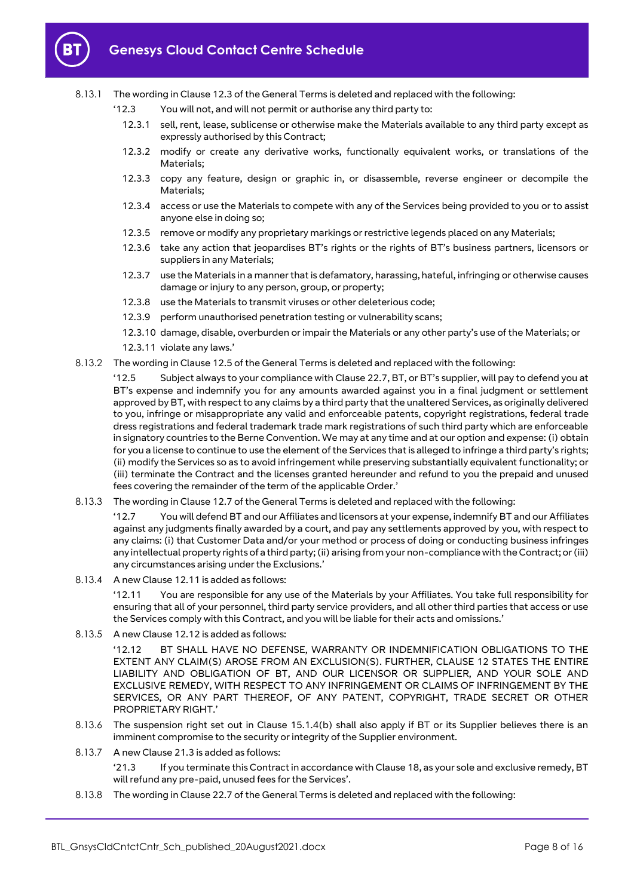8.13.1 The wording in Clause 12.3 of the General Terms is deleted and replaced with the following:

'12.3 You will not, and will not permit or authorise any third party to:

12.3.1 sell, rent, lease, sublicense or otherwise make the Materials available to any third party except as expressly authorised by this Contract;

12.3.2 modify or create any derivative works, functionally equivalent works, or translations of the Materials;

12.3.3 copy any feature, design or graphic in, or disassemble, reverse engineer or decompile the Materials;

12.3.4 access or use the Materials to compete with any of the Services being provided to you or to assist anyone else in doing so;

12.3.5 remove or modify any proprietary markings or restrictive legends placed on any Materials;

12.3.6 take any action that jeopardises BT's rights or the rights of BT's business partners, licensors or suppliers in any Materials;

12.3.7 use the Materials in a manner that is defamatory, harassing, hateful, infringing or otherwise causes damage or injury to any person, group, or property;

12.3.8 use the Materials to transmit viruses or other deleterious code;

12.3.9 perform unauthorised penetration testing or vulnerability scans;

12.3.10 damage, disable, overburden or impair the Materials or any other party's use of the Materials; or

12.3.11 violate any laws.'

8.13.2 The wording in Clause 12.5 of the General Terms is deleted and replaced with the following:

'12.5 Subject always to your compliance with Clause 22.7, BT, or BT's supplier, will pay to defend you at BT's expense and indemnify you for any amounts awarded against you in a final judgment or settlement approved by BT, with respect to any claims by a third party that the unaltered Services, as originally delivered to you, infringe or misappropriate any valid and enforceable patents, copyright registrations, federal trade dress registrations and federal trademark trade mark registrations of such third party which are enforceable in signatory countries to the Berne Convention. We may at any time and at our option and expense: (i) obtain for you a license to continue to use the element of the Services that is alleged to infringe a third party's rights; (ii) modify the Services so as to avoid infringement while preserving substantially equivalent functionality; or (iii) terminate the Contract and the licenses granted hereunder and refund to you the prepaid and unused fees covering the remainder of the term of the applicable Order.'

8.13.3 The wording in Clause 12.7 of the General Terms is deleted and replaced with the following:

'12.7 You will defend BT and our Affiliates and licensors at your expense, indemnify BT and our Affiliates against any judgments finally awarded by a court, and pay any settlements approved by you, with respect to any claims: (i) that Customer Data and/or your method or process of doing or conducting business infringes any intellectual property rights of a third party; (ii) arising from your non-compliance with the Contract; or (iii) any circumstances arising under the Exclusions.'

8.13.4 A new Clause 12.11 is added as follows:

'12.11 You are responsible for any use of the Materials by your Affiliates. You take full responsibility for ensuring that all of your personnel, third party service providers, and all other third parties that access or use the Services comply with this Contract, and you will be liable for their acts and omissions.'

8.13.5 A new Clause 12.12 is added as follows:

'12.12 BT SHALL HAVE NO DEFENSE, WARRANTY OR INDEMNIFICATION OBLIGATIONS TO THE EXTENT ANY CLAIM(S) AROSE FROM AN EXCLUSION(S). FURTHER, CLAUSE 12 STATES THE ENTIRE LIABILITY AND OBLIGATION OF BT, AND OUR LICENSOR OR SUPPLIER, AND YOUR SOLE AND EXCLUSIVE REMEDY, WITH RESPECT TO ANY INFRINGEMENT OR CLAIMS OF INFRINGEMENT BY THE SERVICES, OR ANY PART THEREOF, OF ANY PATENT, COPYRIGHT, TRADE SECRET OR OTHER PROPRIETARY RIGHT.'

8.13.6 The suspension right set out in Clause 15.1.4(b) shall also apply if BT or its Supplier believes there is an imminent compromise to the security or integrity of the Supplier environment.

8.13.7 A new Clause 21.3 is added as follows:

'21.3 If you terminate this Contract in accordance with Clause 18, as your sole and exclusive remedy, BT will refund any pre-paid, unused fees for the Services'.

8.13.8 The wording in Clause 22.7 of the General Terms is deleted and replaced with the following: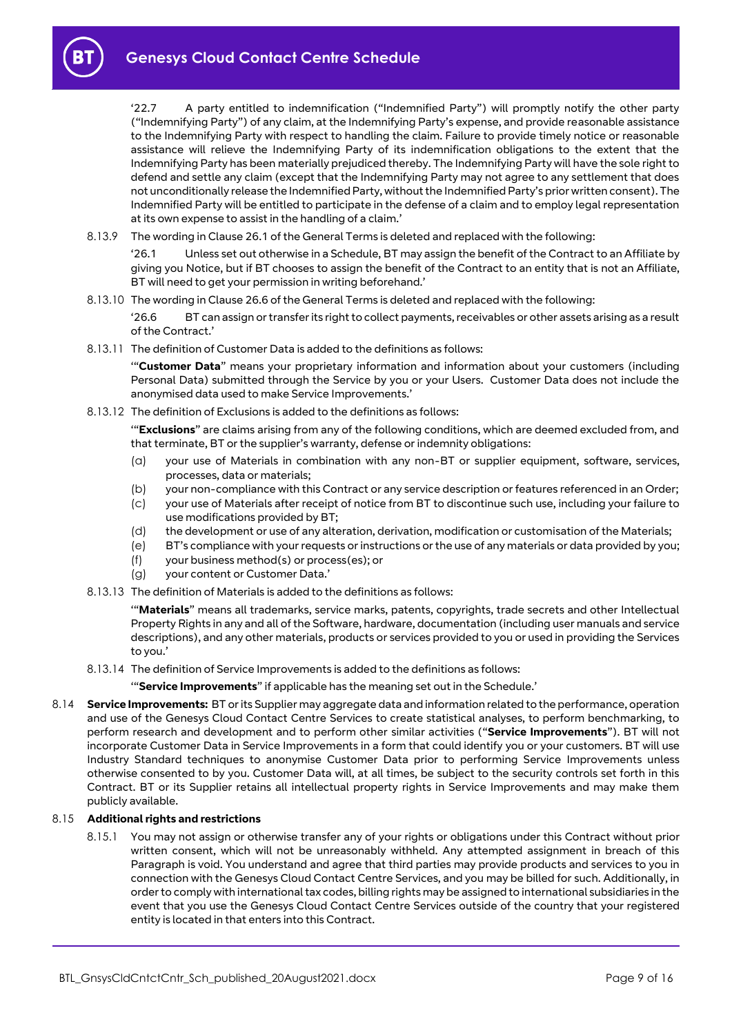'22.7 A party entitled to indemnification ("Indemnified Party") will promptly notify the other party ("Indemnifying Party") of any claim, at the Indemnifying Party's expense, and provide reasonable assistance to the Indemnifying Party with respect to handling the claim. Failure to provide timely notice or reasonable assistance will relieve the Indemnifying Party of its indemnification obligations to the extent that the Indemnifying Party has been materially prejudiced thereby. The Indemnifying Party will have the sole right to defend and settle any claim (except that the Indemnifying Party may not agree to any settlement that does not unconditionally release the Indemnified Party, without the Indemnified Party's prior written consent). The Indemnified Party will be entitled to participate in the defense of a claim and to employ legal representation at its own expense to assist in the handling of a claim.'

8.13.9 The wording in Clause 26.1 of the General Terms is deleted and replaced with the following:

'26.1 Unless set out otherwise in a Schedule, BT may assign the benefit of the Contract to an Affiliate by giving you Notice, but if BT chooses to assign the benefit of the Contract to an entity that is not an Affiliate, BT will need to get your permission in writing beforehand.'

8.13.10 The wording in Clause 26.6 of the General Terms is deleted and replaced with the following:

'26.6 BT can assign or transfer its right to collect payments, receivables or other assets arising as a result of the Contract.'

8.13.11 The definition of Customer Data is added to the definitions as follows:

'"**Customer Data**" means your proprietary information and information about your customers (including Personal Data) submitted through the Service by you or your Users. Customer Data does not include the anonymised data used to make Service Improvements.'

8.13.12 The definition of Exclusions is added to the definitions as follows:

'"**Exclusions**" are claims arising from any of the following conditions, which are deemed excluded from, and that terminate, BT or the supplier's warranty, defense or indemnity obligations:

(a) your use of Materials in combination with any non-BT or supplier equipment, software, services, processes, data or materials;

(b) your non-compliance with this Contract or any service description or features referenced in an Order;

(c) your use of Materials after receipt of notice from BT to discontinue such use, including your failure to use modifications provided by BT;

(d) the development or use of any alteration, derivation, modification or customisation of the Materials;

(e) BT's compliance with your requests or instructions or the use of any materials or data provided by you;

(f) your business method(s) or process(es); or

(g) your content or Customer Data.'

8.13.13 The definition of Materials is added to the definitions as follows:

'"**Materials**" means all trademarks, service marks, patents, copyrights, trade secrets and other Intellectual Property Rights in any and all of the Software, hardware, documentation (including user manuals and service descriptions), and any other materials, products or services provided to you or used in providing the Services to you.'

8.13.14 The definition of Service Improvements is added to the definitions as follows:

'"**Service Improvements**" if applicable has the meaning set out in the Schedule.'

8.14 **Service Improvements:** BT or its Supplier may aggregate data and information related to the performance, operation and use of the Genesys Cloud Contact Centre Services to create statistical analyses, to perform benchmarking, to perform research and development and to perform other similar activities ("**Service Improvements**"). BT will not incorporate Customer Data in Service Improvements in a form that could identify you or your customers. BT will use Industry Standard techniques to anonymise Customer Data prior to performing Service Improvements unless otherwise consented to by you. Customer Data will, at all times, be subject to the security controls set forth in this Contract. BT or its Supplier retains all intellectual property rights in Service Improvements and may make them publicly available.

8.15 **Additional rights and restrictions**

8.15.1 You may not assign or otherwise transfer any of your rights or obligations under this Contract without prior written consent, which will not be unreasonably withheld. Any attempted assignment in breach of this Paragraph is void. You understand and agree that third parties may provide products and services to you in connection with the Genesys Cloud Contact Centre Services, and you may be billed for such. Additionally, in order to comply with international tax codes, billing rights may be assigned to international subsidiaries in the event that you use the Genesys Cloud Contact Centre Services outside of the country that your registered entity is located in that enters into this Contract.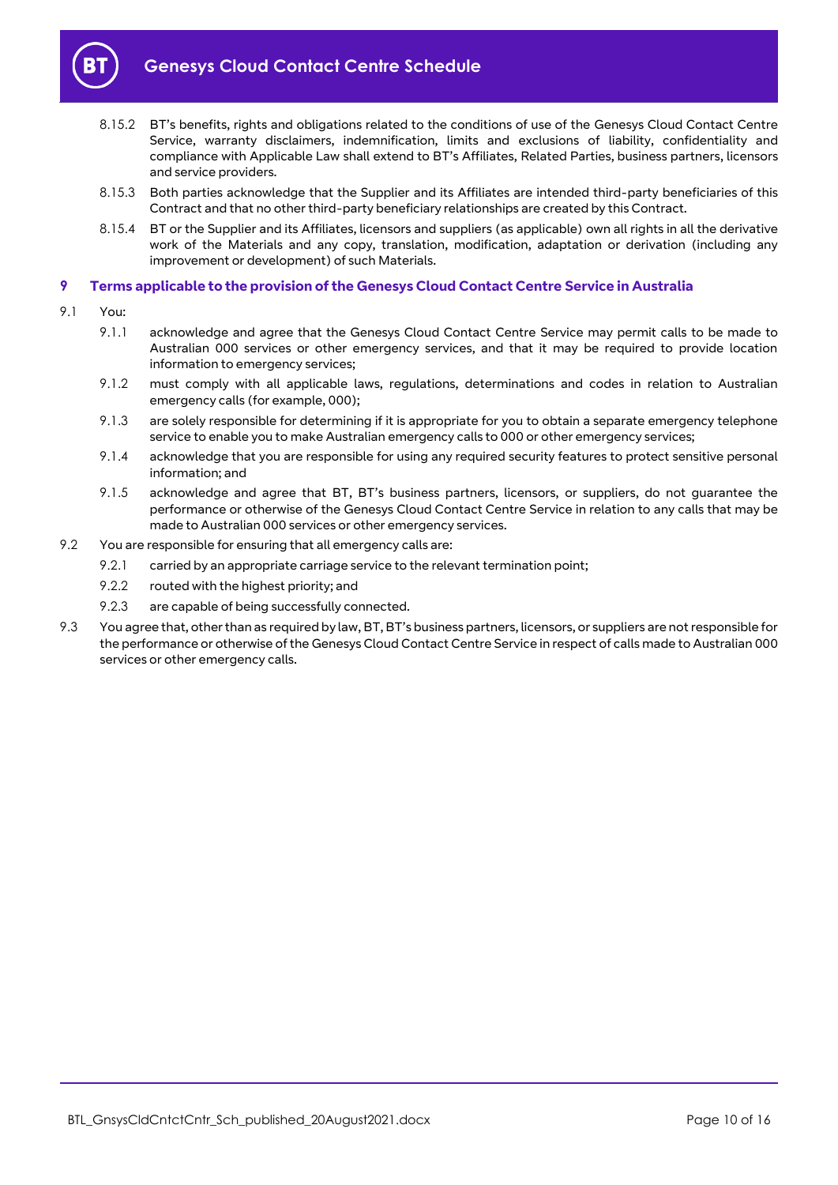8.15.2 BT's benefits, rights and obligations related to the conditions of use of the Genesys Cloud Contact Centre Service, warranty disclaimers, indemnification, limits and exclusions of liability, confidentiality and compliance with Applicable Law shall extend to BT's Affiliates, Related Parties, business partners, licensors and service providers.

8.15.3 Both parties acknowledge that the Supplier and its Affiliates are intended third-party beneficiaries of this Contract and that no other third-party beneficiary relationships are created by this Contract.

8.15.4 BT or the Supplier and its Affiliates, licensors and suppliers (as applicable) own all rights in all the derivative work of the Materials and any copy, translation, modification, adaptation or derivation (including any improvement or development) of such Materials.

## 9 Terms applicable to the provision of the Genesys Cloud Contact Centre Service in Australia

9.1 You:

9.1.1 acknowledge and agree that the Genesys Cloud Contact Centre Service may permit calls to be made to Australian 000 services or other emergency services, and that it may be required to provide location information to emergency services;

9.1.2 must comply with all applicable laws, regulations, determinations and codes in relation to Australian emergency calls (for example, 000);

9.1.3 are solely responsible for determining if it is appropriate for you to obtain a separate emergency telephone service to enable you to make Australian emergency calls to 000 or other emergency services;

9.1.4 acknowledge that you are responsible for using any required security features to protect sensitive personal information; and

9.1.5 acknowledge and agree that BT, BT's business partners, licensors, or suppliers, do not guarantee the performance or otherwise of the Genesys Cloud Contact Centre Service in relation to any calls that may be made to Australian 000 services or other emergency services.

9.2 You are responsible for ensuring that all emergency calls are:

9.2.1 carried by an appropriate carriage service to the relevant termination point;

9.2.2 routed with the highest priority; and

9.2.3 are capable of being successfully connected.

9.3 You agree that, other than as required by law, BT, BT's business partners, licensors, or suppliers are not responsible for the performance or otherwise of the Genesys Cloud Contact Centre Service in respect of calls made to Australian 000 services or other emergency calls.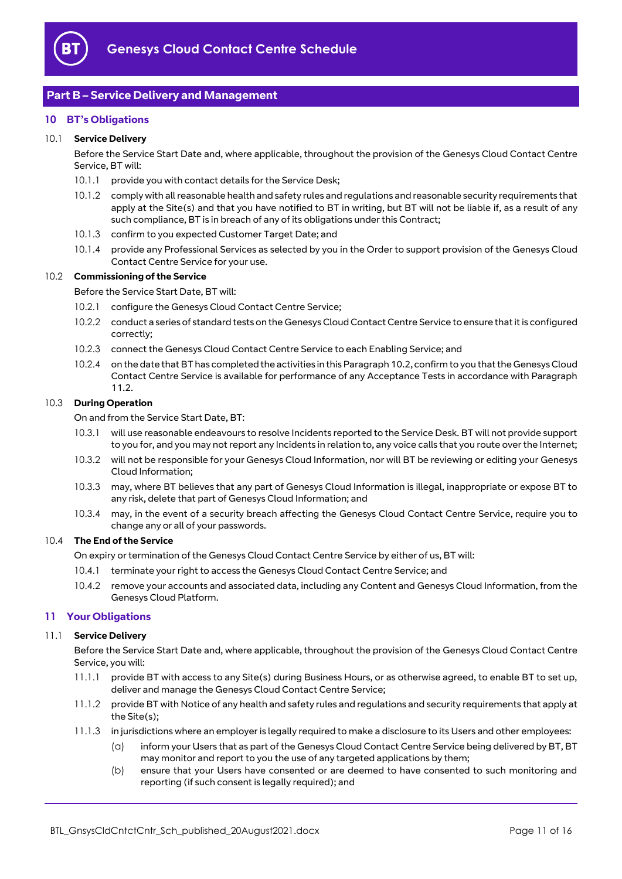## Part B – Service Delivery and Management

### 10 BT's Obligations

**10.1 Service Delivery**

Before the Service Start Date and, where applicable, throughout the provision of the Genesys Cloud Contact Centre Service, BT will:

10.1.1 provide you with contact details for the Service Desk;

10.1.2 comply with all reasonable health and safety rules and regulations and reasonable security requirements that apply at the Site(s) and that you have notified to BT in writing, but BT will not be liable if, as a result of any such compliance, BT is in breach of any of its obligations under this Contract;

10.1.3 confirm to you expected Customer Target Date; and

10.1.4 provide any Professional Services as selected by you in the Order to support provision of the Genesys Cloud Contact Centre Service for your use.

**10.2 Commissioning of the Service**

Before the Service Start Date, BT will:

10.2.1 configure the Genesys Cloud Contact Centre Service;

10.2.2 conduct a series of standard tests on the Genesys Cloud Contact Centre Service to ensure that it is configured correctly;

10.2.3 connect the Genesys Cloud Contact Centre Service to each Enabling Service; and

10.2.4 on the date that BT has completed the activities in this Paragraph 10.2, confirm to you that the Genesys Cloud Contact Centre Service is available for performance of any Acceptance Tests in accordance with Paragraph 11.2.

**10.3 During Operation**

On and from the Service Start Date, BT:

10.3.1 will use reasonable endeavours to resolve Incidents reported to the Service Desk. BT will not provide support to you for, and you may not report any Incidents in relation to, any voice calls that you route over the Internet;

10.3.2 will not be responsible for your Genesys Cloud Information, nor will BT be reviewing or editing your Genesys Cloud Information;

10.3.3 may, where BT believes that any part of Genesys Cloud Information is illegal, inappropriate or expose BT to any risk, delete that part of Genesys Cloud Information; and

10.3.4 may, in the event of a security breach affecting the Genesys Cloud Contact Centre Service, require you to change any or all of your passwords.

**10.4 The End of the Service**

On expiry or termination of the Genesys Cloud Contact Centre Service by either of us, BT will:

10.4.1 terminate your right to access the Genesys Cloud Contact Centre Service; and

10.4.2 remove your accounts and associated data, including any Content and Genesys Cloud Information, from the Genesys Cloud Platform.

### 11 Your Obligations

**11.1 Service Delivery**

Before the Service Start Date and, where applicable, throughout the provision of the Genesys Cloud Contact Centre Service, you will:

11.1.1 provide BT with access to any Site(s) during Business Hours, or as otherwise agreed, to enable BT to set up, deliver and manage the Genesys Cloud Contact Centre Service;

11.1.2 provide BT with Notice of any health and safety rules and regulations and security requirements that apply at the Site(s);

11.1.3 in jurisdictions where an employer is legally required to make a disclosure to its Users and other employees:

(a) inform your Users that as part of the Genesys Cloud Contact Centre Service being delivered by BT, BT may monitor and report to you the use of any targeted applications by them;

(b) ensure that your Users have consented or are deemed to have consented to such monitoring and reporting (if such consent is legally required); and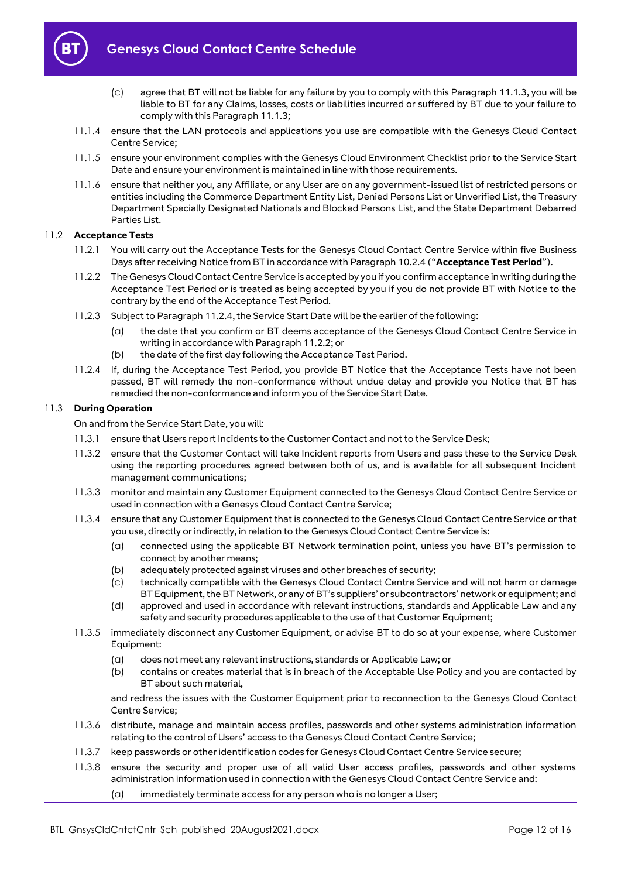(c) agree that BT will not be liable for any failure by you to comply with this Paragraph 11.1.3, you will be liable to BT for any Claims, losses, costs or liabilities incurred or suffered by BT due to your failure to comply with this Paragraph 11.1.3;

11.1.4 ensure that the LAN protocols and applications you use are compatible with the Genesys Cloud Contact Centre Service;

11.1.5 ensure your environment complies with the Genesys Cloud Environment Checklist prior to the Service Start Date and ensure your environment is maintained in line with those requirements.

11.1.6 ensure that neither you, any Affiliate, or any User are on any government-issued list of restricted persons or entities including the Commerce Department Entity List, Denied Persons List or Unverified List, the Treasury Department Specially Designated Nationals and Blocked Persons List, and the State Department Debarred Parties List.

### 11.2 Acceptance Tests

11.2.1 You will carry out the Acceptance Tests for the Genesys Cloud Contact Centre Service within five Business Days after receiving Notice from BT in accordance with Paragraph 10.2.4 ("**Acceptance Test Period**").

11.2.2 The Genesys Cloud Contact Centre Service is accepted by you if you confirm acceptance in writing during the Acceptance Test Period or is treated as being accepted by you if you do not provide BT with Notice to the contrary by the end of the Acceptance Test Period.

11.2.3 Subject to Paragraph 11.2.4, the Service Start Date will be the earlier of the following:

(a) the date that you confirm or BT deems acceptance of the Genesys Cloud Contact Centre Service in writing in accordance with Paragraph 11.2.2; or

(b) the date of the first day following the Acceptance Test Period.

11.2.4 If, during the Acceptance Test Period, you provide BT Notice that the Acceptance Tests have not been passed, BT will remedy the non-conformance without undue delay and provide you Notice that BT has remedied the non-conformance and inform you of the Service Start Date.

### 11.3 During Operation

On and from the Service Start Date, you will:

11.3.1 ensure that Users report Incidents to the Customer Contact and not to the Service Desk;

11.3.2 ensure that the Customer Contact will take Incident reports from Users and pass these to the Service Desk using the reporting procedures agreed between both of us, and is available for all subsequent Incident management communications;

11.3.3 monitor and maintain any Customer Equipment connected to the Genesys Cloud Contact Centre Service or used in connection with a Genesys Cloud Contact Centre Service;

11.3.4 ensure that any Customer Equipment that is connected to the Genesys Cloud Contact Centre Service or that you use, directly or indirectly, in relation to the Genesys Cloud Contact Centre Service is:

(a) connected using the applicable BT Network termination point, unless you have BT's permission to connect by another means;

(b) adequately protected against viruses and other breaches of security;

(c) technically compatible with the Genesys Cloud Contact Centre Service and will not harm or damage BT Equipment, the BT Network, or any of BT's suppliers' or subcontractors' network or equipment; and

(d) approved and used in accordance with relevant instructions, standards and Applicable Law and any safety and security procedures applicable to the use of that Customer Equipment;

11.3.5 immediately disconnect any Customer Equipment, or advise BT to do so at your expense, where Customer Equipment:

(a) does not meet any relevant instructions, standards or Applicable Law; or

(b) contains or creates material that is in breach of the Acceptable Use Policy and you are contacted by BT about such material,

and redress the issues with the Customer Equipment prior to reconnection to the Genesys Cloud Contact Centre Service;

11.3.6 distribute, manage and maintain access profiles, passwords and other systems administration information relating to the control of Users' access to the Genesys Cloud Contact Centre Service;

11.3.7 keep passwords or other identification codes for Genesys Cloud Contact Centre Service secure;

11.3.8 ensure the security and proper use of all valid User access profiles, passwords and other systems administration information used in connection with the Genesys Cloud Contact Centre Service and:

(a) immediately terminate access for any person who is no longer a User;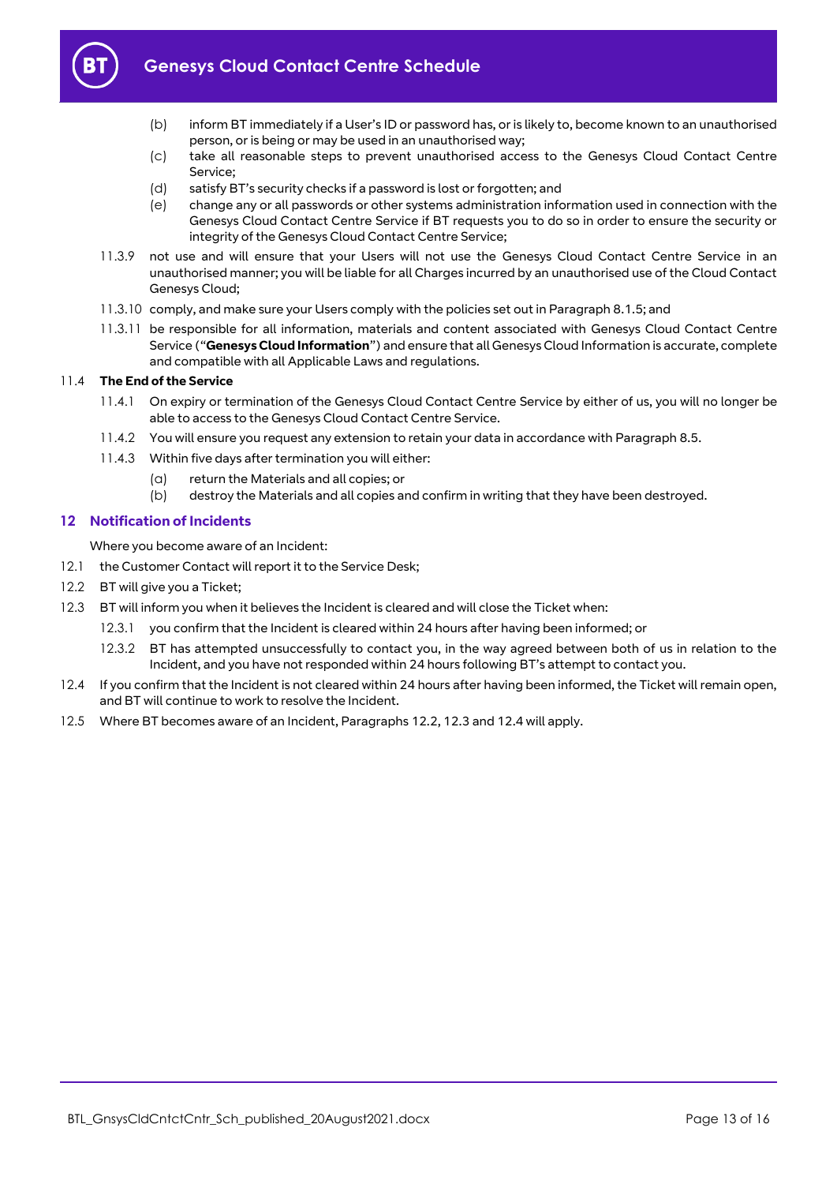(b) inform BT immediately if a User's ID or password has, or is likely to, become known to an unauthorised person, or is being or may be used in an unauthorised way;

(c) take all reasonable steps to prevent unauthorised access to the Genesys Cloud Contact Centre Service;

(d) satisfy BT's security checks if a password is lost or forgotten; and

(e) change any or all passwords or other systems administration information used in connection with the Genesys Cloud Contact Centre Service if BT requests you to do so in order to ensure the security or integrity of the Genesys Cloud Contact Centre Service;

11.3.9 not use and will ensure that your Users will not use the Genesys Cloud Contact Centre Service in an unauthorised manner; you will be liable for all Charges incurred by an unauthorised use of the Cloud Contact Genesys Cloud;

11.3.10 comply, and make sure your Users comply with the policies set out in Paragraph 8.1.5; and

11.3.11 be responsible for all information, materials and content associated with Genesys Cloud Contact Centre Service ("**Genesys Cloud Information**") and ensure that all Genesys Cloud Information is accurate, complete and compatible with all Applicable Laws and regulations.

11.4 **The End of the Service**

11.4.1 On expiry or termination of the Genesys Cloud Contact Centre Service by either of us, you will no longer be able to access to the Genesys Cloud Contact Centre Service.

11.4.2 You will ensure you request any extension to retain your data in accordance with Paragraph 8.5.

11.4.3 Within five days after termination you will either:

(a) return the Materials and all copies; or

(b) destroy the Materials and all copies and confirm in writing that they have been destroyed.

## 12 Notification of Incidents

Where you become aware of an Incident:

12.1 the Customer Contact will report it to the Service Desk;

12.2 BT will give you a Ticket;

12.3 BT will inform you when it believes the Incident is cleared and will close the Ticket when:

12.3.1 you confirm that the Incident is cleared within 24 hours after having been informed; or

12.3.2 BT has attempted unsuccessfully to contact you, in the way agreed between both of us in relation to the Incident, and you have not responded within 24 hours following BT's attempt to contact you.

12.4 If you confirm that the Incident is not cleared within 24 hours after having been informed, the Ticket will remain open, and BT will continue to work to resolve the Incident.

12.5 Where BT becomes aware of an Incident, Paragraphs 12.2, 12.3 and 12.4 will apply.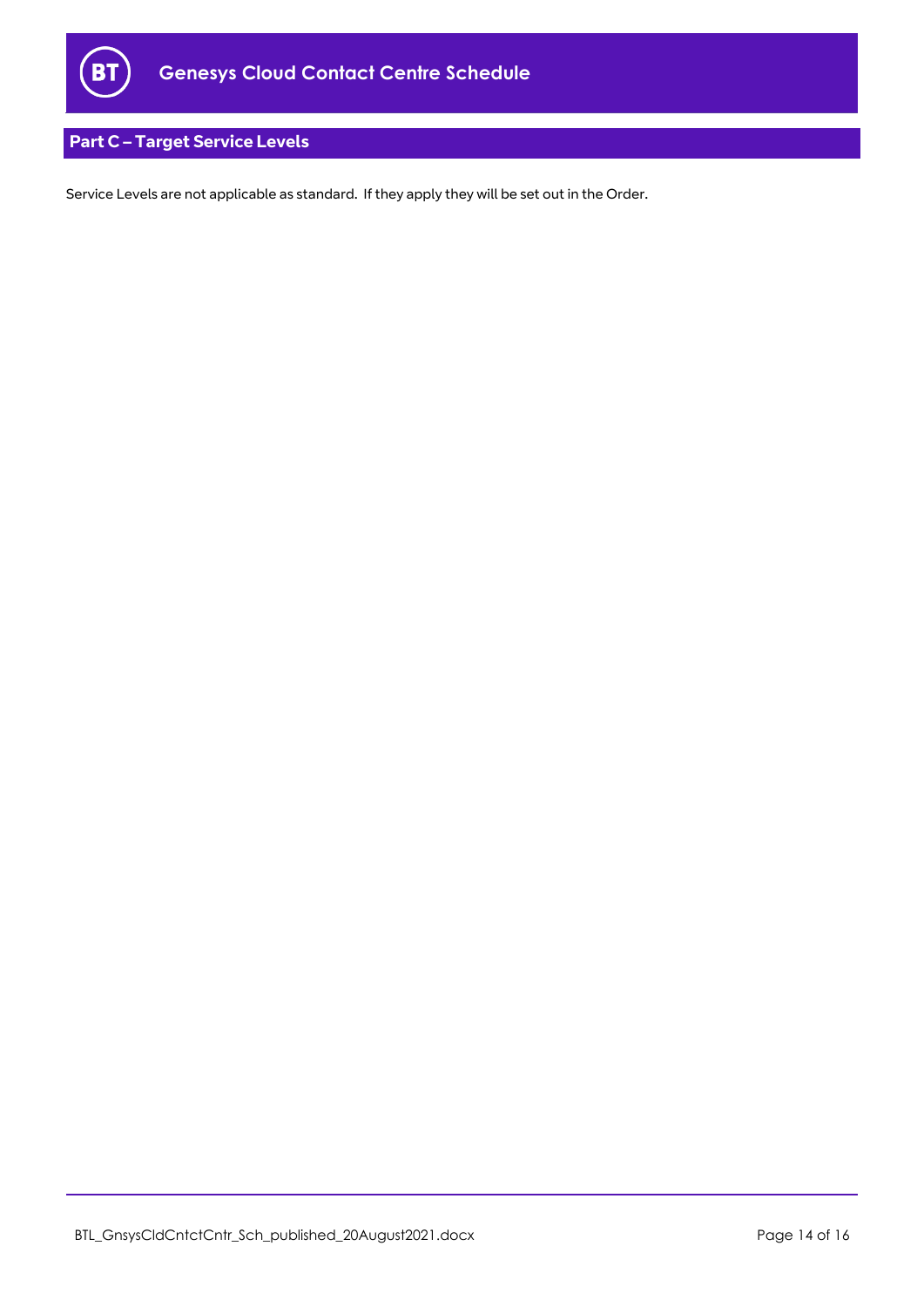## Part C – Target Service Levels

Service Levels are not applicable as standard. If they apply they will be set out in the Order.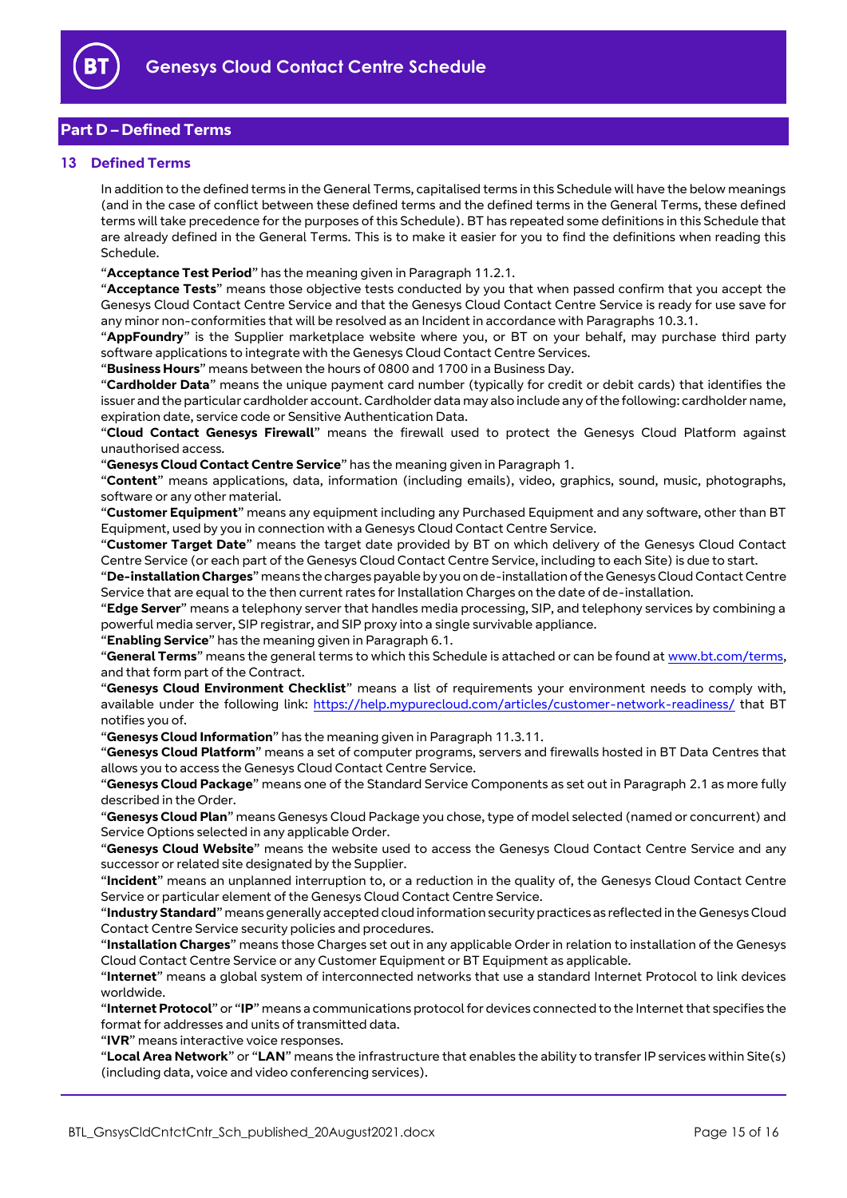## Part D – Defined Terms

### 13 Defined Terms

In addition to the defined terms in the General Terms, capitalised terms in this Schedule will have the below meanings (and in the case of conflict between these defined terms and the defined terms in the General Terms, these defined terms will take precedence for the purposes of this Schedule). BT has repeated some definitions in this Schedule that are already defined in the General Terms. This is to make it easier for you to find the definitions when reading this Schedule.

"**Acceptance Test Period**" has the meaning given in Paragraph 11.2.1.

"**Acceptance Tests**" means those objective tests conducted by you that when passed confirm that you accept the Genesys Cloud Contact Centre Service and that the Genesys Cloud Contact Centre Service is ready for use save for any minor non-conformities that will be resolved as an Incident in accordance with Paragraphs 10.3.1.

"**AppFoundry**" is the Supplier marketplace website where you, or BT on your behalf, may purchase third party software applications to integrate with the Genesys Cloud Contact Centre Services.

"**Business Hours**" means between the hours of 0800 and 1700 in a Business Day.

"**Cardholder Data**" means the unique payment card number (typically for credit or debit cards) that identifies the issuer and the particular cardholder account. Cardholder data may also include any of the following: cardholder name, expiration date, service code or Sensitive Authentication Data.

"**Cloud Contact Genesys Firewall**" means the firewall used to protect the Genesys Cloud Platform against unauthorised access.

"**Genesys Cloud Contact Centre Service**" has the meaning given in Paragraph 1.

"**Content**" means applications, data, information (including emails), video, graphics, sound, music, photographs, software or any other material.

"**Customer Equipment**" means any equipment including any Purchased Equipment and any software, other than BT Equipment, used by you in connection with a Genesys Cloud Contact Centre Service.

"**Customer Target Date**" means the target date provided by BT on which delivery of the Genesys Cloud Contact Centre Service (or each part of the Genesys Cloud Contact Centre Service, including to each Site) is due to start.

"**De-installation Charges**" means the charges payable by you on de-installation of the Genesys Cloud Contact Centre Service that are equal to the then current rates for Installation Charges on the date of de-installation.

"**Edge Server**" means a telephony server that handles media processing, SIP, and telephony services by combining a powerful media server, SIP registrar, and SIP proxy into a single survivable appliance.

"**Enabling Service**" has the meaning given in Paragraph 6.1.

"**General Terms**" means the general terms to which this Schedule is attached or can be found at www.bt.com/terms, and that form part of the Contract.

"**Genesys Cloud Environment Checklist**" means a list of requirements your environment needs to comply with, available under the following link: https://help.mypurecloud.com/articles/customer-network-readiness/ that BT notifies you of.

"**Genesys Cloud Information**" has the meaning given in Paragraph 11.3.11.

"**Genesys Cloud Platform**" means a set of computer programs, servers and firewalls hosted in BT Data Centres that allows you to access the Genesys Cloud Contact Centre Service.

"**Genesys Cloud Package**" means one of the Standard Service Components as set out in Paragraph 2.1 as more fully described in the Order.

"**Genesys Cloud Plan**" means Genesys Cloud Package you chose, type of model selected (named or concurrent) and Service Options selected in any applicable Order.

"**Genesys Cloud Website**" means the website used to access the Genesys Cloud Contact Centre Service and any successor or related site designated by the Supplier.

"**Incident**" means an unplanned interruption to, or a reduction in the quality of, the Genesys Cloud Contact Centre Service or particular element of the Genesys Cloud Contact Centre Service.

"**Industry Standard**" means generally accepted cloud information security practices as reflected in the Genesys Cloud Contact Centre Service security policies and procedures.

"**Installation Charges**" means those Charges set out in any applicable Order in relation to installation of the Genesys Cloud Contact Centre Service or any Customer Equipment or BT Equipment as applicable.

"**Internet**" means a global system of interconnected networks that use a standard Internet Protocol to link devices worldwide.

"**Internet Protocol**" or "**IP**" means a communications protocol for devices connected to the Internet that specifies the format for addresses and units of transmitted data.

"**IVR**" means interactive voice responses.

"**Local Area Network**" or "**LAN**" means the infrastructure that enables the ability to transfer IP services within Site(s) (including data, voice and video conferencing services).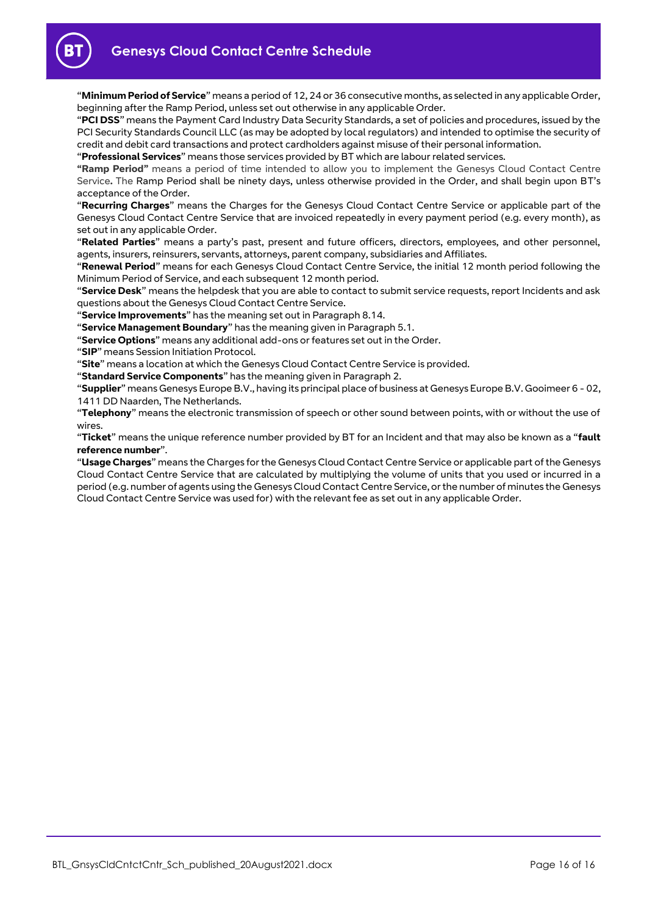"**Minimum Period of Service**" means a period of 12, 24 or 36 consecutive months, as selected in any applicable Order, beginning after the Ramp Period, unless set out otherwise in any applicable Order.

"**PCI DSS**" means the Payment Card Industry Data Security Standards, a set of policies and procedures, issued by the PCI Security Standards Council LLC (as may be adopted by local regulators) and intended to optimise the security of credit and debit card transactions and protect cardholders against misuse of their personal information.

"**Professional Services**" means those services provided by BT which are labour related services.

**"Ramp Period"** means a period of time intended to allow you to implement the Genesys Cloud Contact Centre Service**.** The Ramp Period shall be ninety days, unless otherwise provided in the Order, and shall begin upon BT's acceptance of the Order.

"**Recurring Charges**" means the Charges for the Genesys Cloud Contact Centre Service or applicable part of the Genesys Cloud Contact Centre Service that are invoiced repeatedly in every payment period (e.g. every month), as set out in any applicable Order.

"**Related Parties**" means a party's past, present and future officers, directors, employees, and other personnel, agents, insurers, reinsurers, servants, attorneys, parent company, subsidiaries and Affiliates.

"**Renewal Period**" means for each Genesys Cloud Contact Centre Service, the initial 12 month period following the Minimum Period of Service, and each subsequent 12 month period.

"**Service Desk**" means the helpdesk that you are able to contact to submit service requests, report Incidents and ask questions about the Genesys Cloud Contact Centre Service.

"**Service Improvements**" has the meaning set out in Paragraph 8.14.

"**Service Management Boundary**" has the meaning given in Paragraph 5.1.

"**Service Options**" means any additional add-ons or features set out in the Order.

"**SIP**" means Session Initiation Protocol.

"**Site**" means a location at which the Genesys Cloud Contact Centre Service is provided.

"**Standard Service Components**" has the meaning given in Paragraph 2.

"**Supplier**" means Genesys Europe B.V., having its principal place of business at Genesys Europe B.V. Gooimeer 6 - 02, 1411 DD Naarden, The Netherlands.

"**Telephony**" means the electronic transmission of speech or other sound between points, with or without the use of wires.

"**Ticket**" means the unique reference number provided by BT for an Incident and that may also be known as a "**fault reference number**".

"**Usage Charges**" means the Charges for the Genesys Cloud Contact Centre Service or applicable part of the Genesys Cloud Contact Centre Service that are calculated by multiplying the volume of units that you used or incurred in a period (e.g. number of agents using the Genesys Cloud Contact Centre Service, or the number of minutes the Genesys Cloud Contact Centre Service was used for) with the relevant fee as set out in any applicable Order.